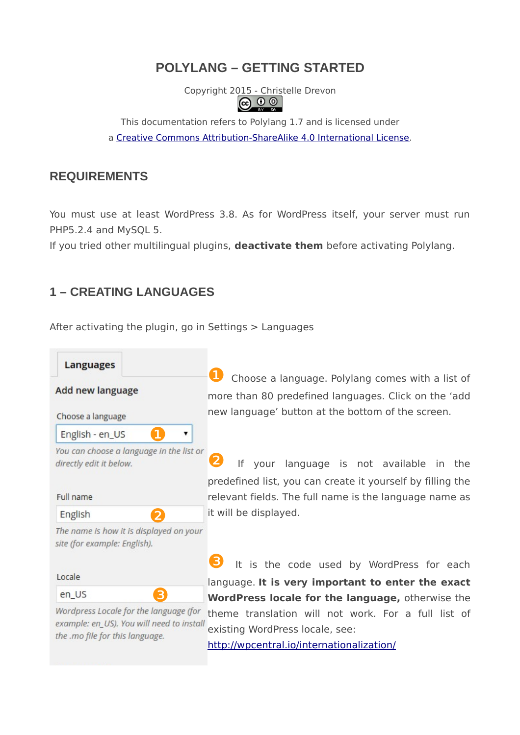# POLYLANG – GETTING STARTED

Copyright 2015 - Christelle Drevon

This documentation refers to Polylang 1.7 and is licensed under a [Creative Commons Attribution-ShareAlike 4.0 International License](https://creativecommons.org/licenses/by-sa/4.0/).

## REQUIREMENTS

You must use at least WordPress 3.8. As for WordPress itself, your server must run PHP5.2.4 and MySQL 5.
If you tried other multilingual plugins, **deactivate them** before activating Polylang.

## 1 – CREATING LANGUAGES

After activating the plugin, go in Settings > Languages

Languages

**Add new language**

Choose a language

English - en_US ❶

*You can choose a language in the list or directly edit it below.*

Full name

English ❷

*The name is how it is displayed on your site (for example: English).*

Locale

en_US ❸

*Wordpress Locale for the language (for example: en_US). You will need to install the .mo file for this language.*

❶ Choose a language. Polylang comes with a list of more than 80 predefined languages. Click on the 'add new language' button at the bottom of the screen.

❷ If your language is not available in the predefined list, you can create it yourself by filling the relevant fields. The full name is the language name as it will be displayed.

❸ It is the code used by WordPress for each language. **It is very important to enter the exact WordPress locale for the language,** otherwise the theme translation will not work. For a full list of existing WordPress locale, see: [http://wpcentral.io/internationalization/](http://wpcentral.io/internationalization/)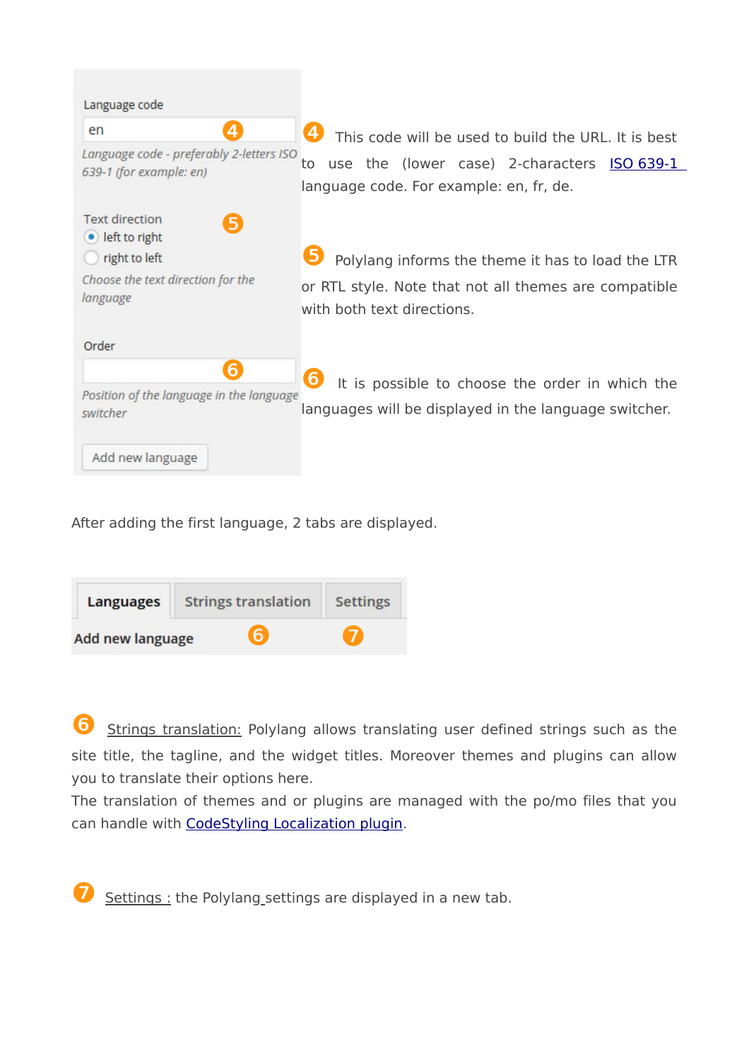Language code

en ❹

*Language code - preferably 2-letters ISO 639-1 (for example: en)*

❹ This code will be used to build the URL. It is best to use the (lower case) 2-characters ISO 639-1 language code. For example: en, fr, de.

Text direction ❺

- left to right
- right to left

*Choose the text direction for the language*

❺ Polylang informs the theme it has to load the LTR or RTL style. Note that not all themes are compatible with both text directions.

Order ❻

*Position of the language in the language switcher*

❻ It is possible to choose the order in which the languages will be displayed in the language switcher.

Add new language

After adding the first language, 2 tabs are displayed.

**Languages** | Strings translation ❻ | Settings ❼

**Add new language**

❻ Strings translation: Polylang allows translating user defined strings such as the site title, the tagline, and the widget titles. Moreover themes and plugins can allow you to translate their options here.
The translation of themes and or plugins are managed with the po/mo files that you can handle with CodeStyling Localization plugin.

❼ Settings : the Polylang settings are displayed in a new tab.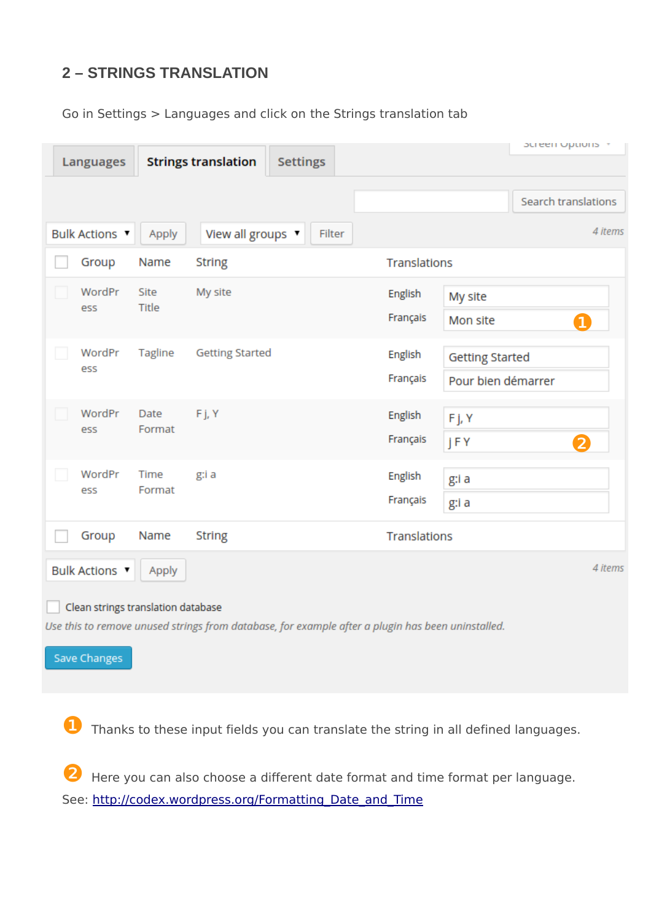## 2 – STRINGS TRANSLATION

Go in Settings > Languages and click on the Strings translation tab

Languages | Strings translation | Settings

Screen Options

Search translations

Bulk Actions | Apply | View all groups | Filter

4 items

| Group | Name | String | Translations | |
|---|---|---|---|---|
| WordPress | Site Title | My site | English | My site |
| | | | Français | Mon site ❶ |
| WordPress | Tagline | Getting Started | English | Getting Started |
| | | | Français | Pour bien démarrer |
| WordPress | Date Format | F j, Y | English | F j, Y |
| | | | Français | j F Y ❷ |
| WordPress | Time Format | g:i a | English | g:i a |
| | | | Français | g:i a |
| Group | Name | String | Translations | |

Bulk Actions | Apply

4 items

Clean strings translation database

*Use this to remove unused strings from database, for example after a plugin has been uninstalled.*

Save Changes

❶ Thanks to these input fields you can translate the string in all defined languages.

❷ Here you can also choose a different date format and time format per language.
See: http://codex.wordpress.org/Formatting_Date_and_Time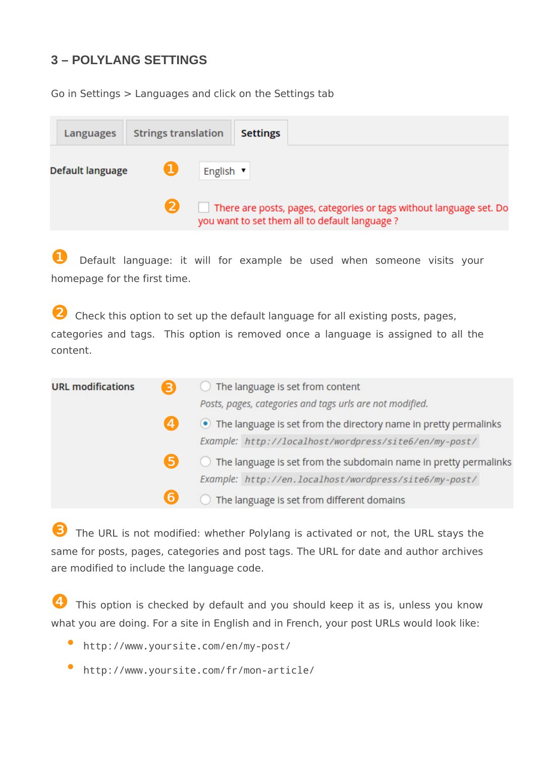## 3 – POLYLANG SETTINGS

Go in Settings > Languages and click on the Settings tab

Languages | Strings translation | **Settings**

**Default language** ❶ English ▾

❷ ☐ There are posts, pages, categories or tags without language set. Do you want to set them all to default language ?

❶ Default language: it will for example be used when someone visits your homepage for the first time.

❷ Check this option to set up the default language for all existing posts, pages, categories and tags. This option is removed once a language is assigned to all the content.

**URL modifications**

❸ ○ The language is set from content
*Posts, pages, categories and tags urls are not modified.*

❹ ◉ The language is set from the directory name in pretty permalinks
*Example:* `http://localhost/wordpress/site6/en/my-post/`

❺ ○ The language is set from the subdomain name in pretty permalinks
*Example:* `http://en.localhost/wordpress/site6/my-post/`

❻ ○ The language is set from different domains

❸ The URL is not modified: whether Polylang is activated or not, the URL stays the same for posts, pages, categories and post tags. The URL for date and author archives are modified to include the language code.

❹ This option is checked by default and you should keep it as is, unless you know what you are doing. For a site in English and in French, your post URLs would look like:

- `http://www.yoursite.com/en/my-post/`
- `http://www.yoursite.com/fr/mon-article/`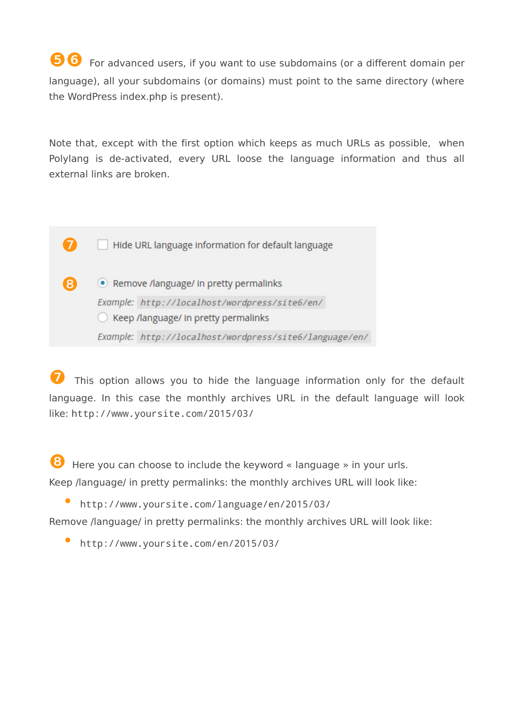❺❻ For advanced users, if you want to use subdomains (or a different domain per language), all your subdomains (or domains) must point to the same directory (where the WordPress index.php is present).

Note that, except with the first option which keeps as much URLs as possible, when Polylang is de-activated, every URL loose the language information and thus all external links are broken.

❼ ☐ Hide URL language information for default language

❽ ◉ Remove /language/ in pretty permalinks

*Example:* `http://localhost/wordpress/site6/en/`

○ Keep /language/ in pretty permalinks

*Example:* `http://localhost/wordpress/site6/language/en/`

❼ This option allows you to hide the language information only for the default language. In this case the monthly archives URL in the default language will look like: `http://www.yoursite.com/2015/03/`

❽ Here you can choose to include the keyword « language » in your urls.

Keep /language/ in pretty permalinks: the monthly archives URL will look like:

- `http://www.yoursite.com/language/en/2015/03/`

Remove /language/ in pretty permalinks: the monthly archives URL will look like:

- `http://www.yoursite.com/en/2015/03/`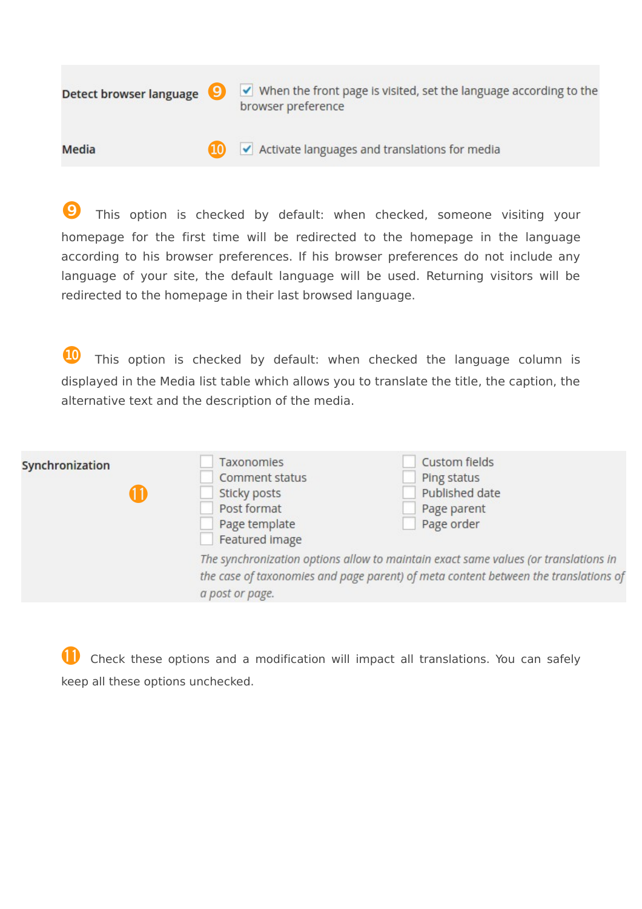**Detect browser language** ⑨ ☑ When the front page is visited, set the language according to the browser preference

**Media** ⑩ ☑ Activate languages and translations for media

⑨ This option is checked by default: when checked, someone visiting your homepage for the first time will be redirected to the homepage in the language according to his browser preferences. If his browser preferences do not include any language of your site, the default language will be used. Returning visitors will be redirected to the homepage in their last browsed language.

⑩ This option is checked by default: when checked the language column is displayed in the Media list table which allows you to translate the title, the caption, the alternative text and the description of the media.

**Synchronization** ⑪

- ☐ Taxonomies
- ☐ Comment status
- ☐ Sticky posts
- ☐ Post format
- ☐ Page template
- ☐ Featured image
- ☐ Custom fields
- ☐ Ping status
- ☐ Published date
- ☐ Page parent
- ☐ Page order

*The synchronization options allow to maintain exact same values (or translations in the case of taxonomies and page parent) of meta content between the translations of a post or page.*

⑪ Check these options and a modification will impact all translations. You can safely keep all these options unchecked.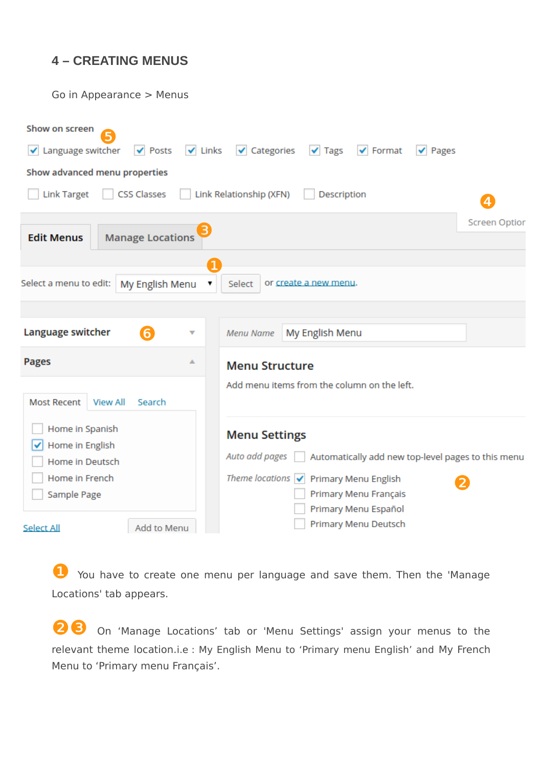## 4 – CREATING MENUS

Go in Appearance > Menus

Show on screen ⑤

☑ Language switcher ☑ Posts ☑ Links ☑ Categories ☑ Tags ☑ Format ☑ Pages

Show advanced menu properties

☐ Link Target ☐ CSS Classes ☐ Link Relationship (XFN) ☐ Description

④ Screen Options

Edit Menus | Manage Locations ③

①

Select a menu to edit: My English Menu ▾ Select or create a new menu.

Language switcher ⑥

Pages

Most Recent | View All | Search

☐ Home in Spanish
☑ Home in English
☐ Home in Deutsch
☐ Home in French
☐ Sample Page

Select All | Add to Menu

*Menu Name* My English Menu

**Menu Structure**

Add menu items from the column on the left.

**Menu Settings**

*Auto add pages* ☐ Automatically add new top-level pages to this menu

*Theme locations* ☑ Primary Menu English ②
☐ Primary Menu Français
☐ Primary Menu Español
☐ Primary Menu Deutsch

① You have to create one menu per language and save them. Then the 'Manage Locations' tab appears.

②③ On 'Manage Locations' tab or 'Menu Settings' assign your menus to the relevant theme location.i.e : My English Menu to 'Primary menu English' and My French Menu to 'Primary menu Français'.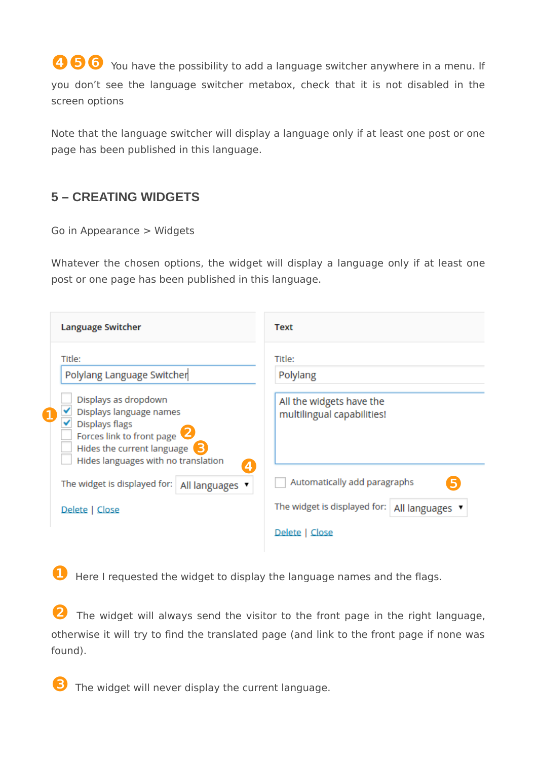❹❺❻ You have the possibility to add a language switcher anywhere in a menu. If you don't see the language switcher metabox, check that it is not disabled in the screen options

Note that the language switcher will display a language only if at least one post or one page has been published in this language.

## 5 – CREATING WIDGETS

Go in Appearance > Widgets

Whatever the chosen options, the widget will display a language only if at least one post or one page has been published in this language.

❶ Here I requested the widget to display the language names and the flags.

❷ The widget will always send the visitor to the front page in the right language, otherwise it will try to find the translated page (and link to the front page if none was found).

❸ The widget will never display the current language.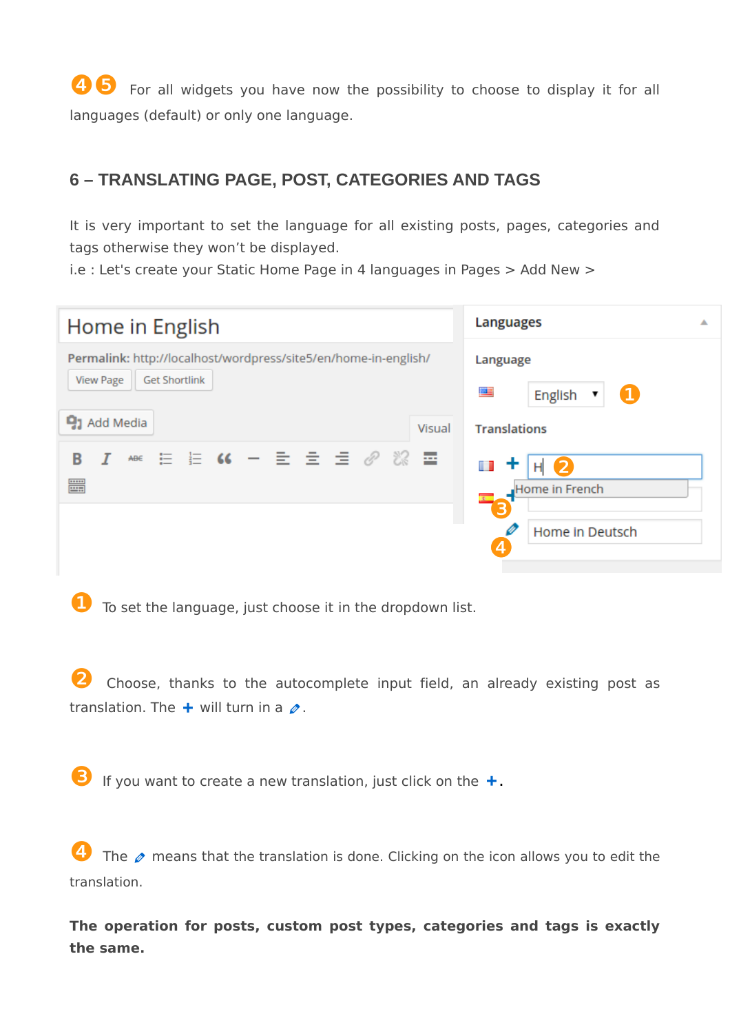❹ ❺ For all widgets you have now the possibility to choose to display it for all languages (default) or only one language.

## 6 – TRANSLATING PAGE, POST, CATEGORIES AND TAGS

It is very important to set the language for all existing posts, pages, categories and tags otherwise they won't be displayed.
i.e : Let's create your Static Home Page in 4 languages in Pages > Add New >

❶ To set the language, just choose it in the dropdown list.

❷ Choose, thanks to the autocomplete input field, an already existing post as translation. The + will turn in a ✎.

❸ If you want to create a new translation, just click on the +.

❹ The ✎ means that the translation is done. Clicking on the icon allows you to edit the translation.

**The operation for posts, custom post types, categories and tags is exactly the same.**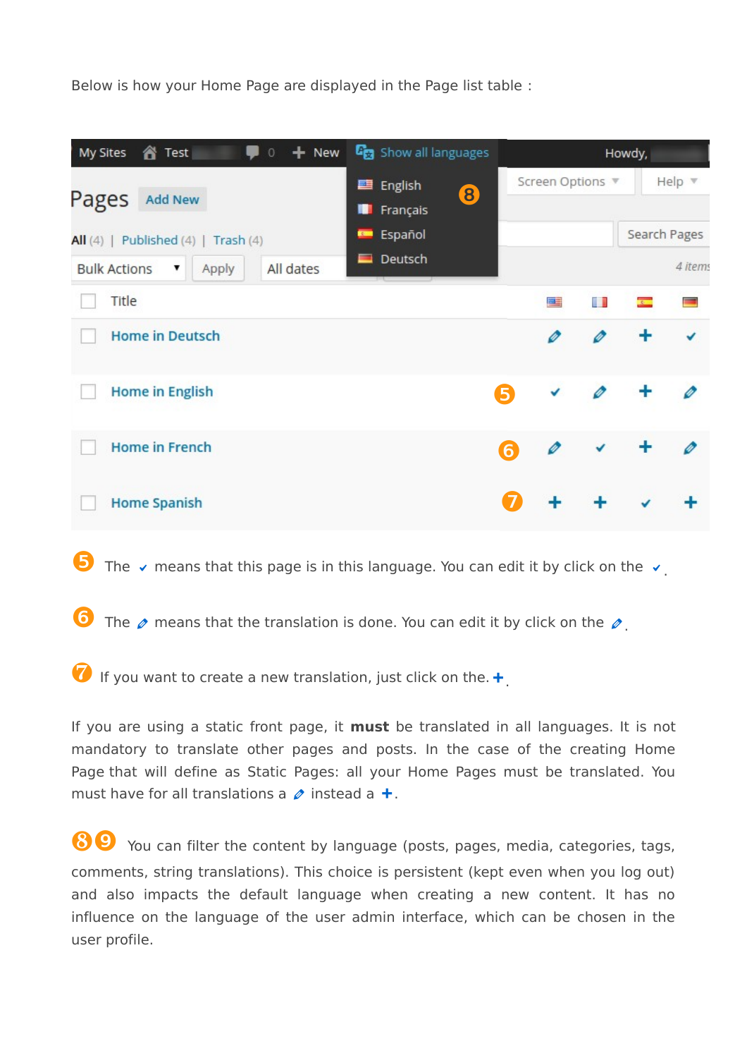Below is how your Home Page are displayed in the Page list table :

⑤ The ✓ means that this page is in this language. You can edit it by click on the ✓.

⑥ The ✎ means that the translation is done. You can edit it by click on the ✎.

⑦ If you want to create a new translation, just click on the. +.

If you are using a static front page, it **must** be translated in all languages. It is not mandatory to translate other pages and posts. In the case of the creating Home Page that will define as Static Pages: all your Home Pages must be translated. You must have for all translations a ✎ instead a +.

⑧⑨ You can filter the content by language (posts, pages, media, categories, tags, comments, string translations). This choice is persistent (kept even when you log out) and also impacts the default language when creating a new content. It has no influence on the language of the user admin interface, which can be chosen in the user profile.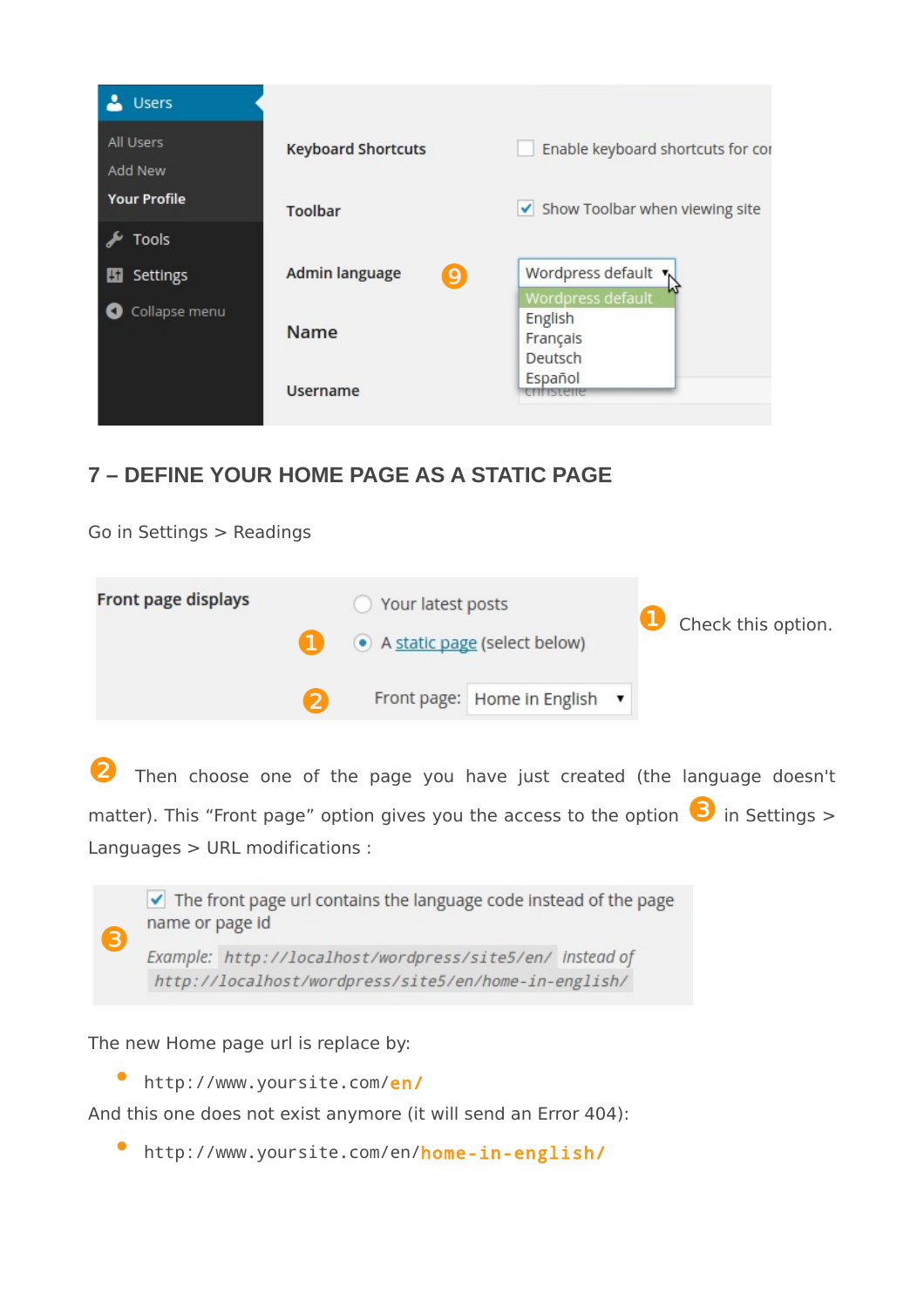## 7 – DEFINE YOUR HOME PAGE AS A STATIC PAGE

Go in Settings > Readings

1 Check this option.

2 Then choose one of the page you have just created (the language doesn't matter). This "Front page" option gives you the access to the option 3 in Settings > Languages > URL modifications :

The new Home page url is replace by:

- `http://www.yoursite.com/en/`

And this one does not exist anymore (it will send an Error 404):

- `http://www.yoursite.com/en/home-in-english/`